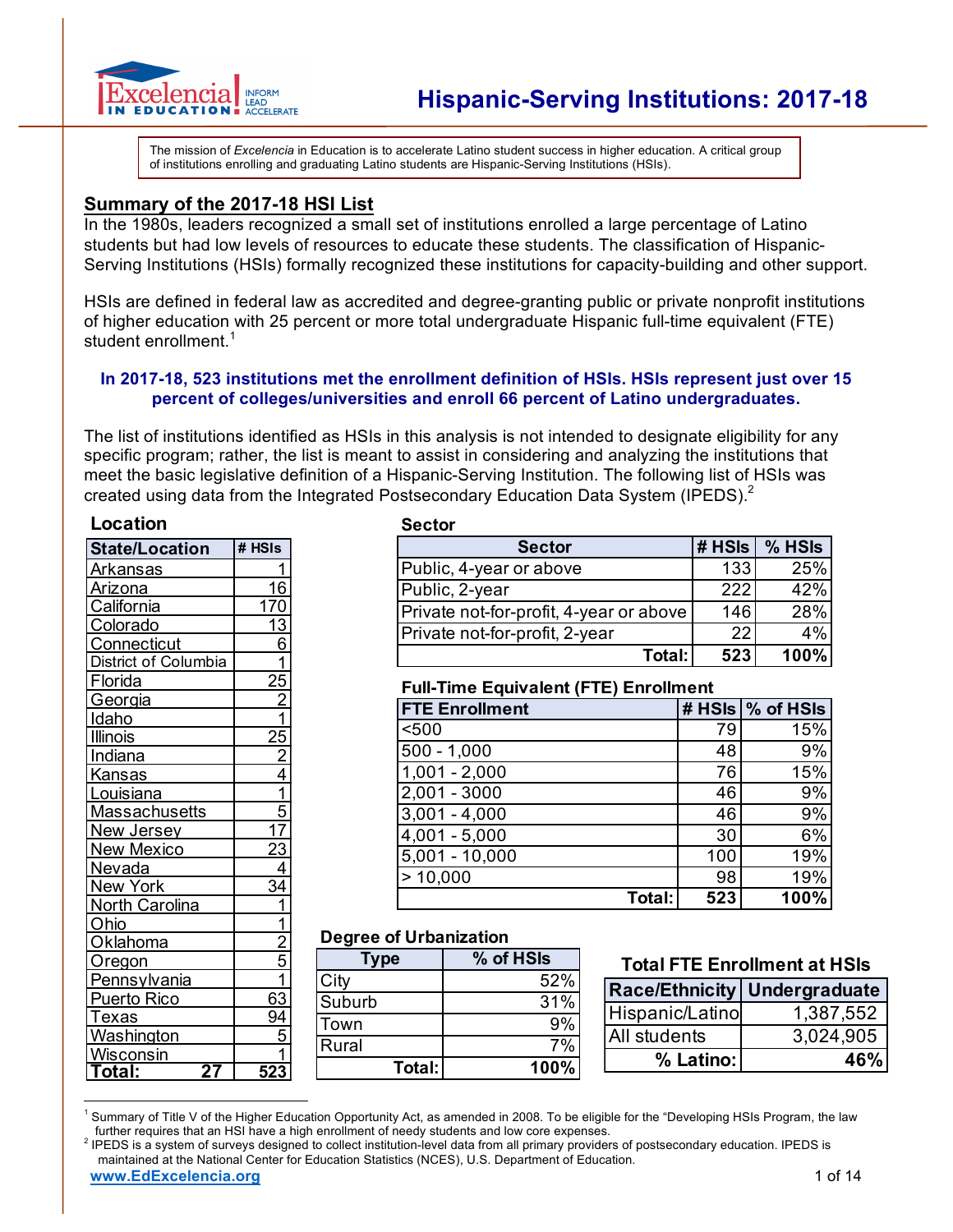# Hispanic-Serving Institutions: 2017-18

The mission of *Excelencia* in Education is to accelerate Latino student success in higher education. A critical group of institutions enrolling and graduating Latino students are Hispanic-Serving Institutions (HSIs).

## Summary of the 2017-18 HSI List

In the 1980s, leaders recognized a small set of institutions enrolled a large percentage of Latino students but had low levels of resources to educate these students. The classification of Hispanic-Serving Institutions (HSIs) formally recognized these institutions for capacity-building and other support.

HSIs are defined in federal law as accredited and degree-granting public or private nonprofit institutions of higher education with 25 percent or more total undergraduate Hispanic full-time equivalent (FTE) student enrollment.[1]

**In 2017-18, 523 institutions met the enrollment definition of HSIs. HSIs represent just over 15 percent of colleges/universities and enroll 66 percent of Latino undergraduates.**

The list of institutions identified as HSIs in this analysis is not intended to designate eligibility for any specific program; rather, the list is meant to assist in considering and analyzing the institutions that meet the basic legislative definition of a Hispanic-Serving Institution. The following list of HSIs was created using data from the Integrated Postsecondary Education Data System (IPEDS).[2]

### Location

| State/Location | # HSIs |
|---|---|
| Arkansas | 1 |
| Arizona | 16 |
| California | 170 |
| Colorado | 13 |
| Connecticut | 6 |
| District of Columbia | 1 |
| Florida | 25 |
| Georgia | 2 |
| Idaho | 1 |
| Illinois | 25 |
| Indiana | 2 |
| Kansas | 4 |
| Louisiana | 1 |
| Massachusetts | 5 |
| New Jersey | 17 |
| New Mexico | 23 |
| Nevada | 4 |
| New York | 34 |
| North Carolina | 1 |
| Ohio | 1 |
| Oklahoma | 2 |
| Oregon | 5 |
| Pennsylvania | 1 |
| Puerto Rico | 63 |
| Texas | 94 |
| Washington | 5 |
| Wisconsin | 1 |
| **Total: 27** | **523** |

### Sector

| Sector | # HSIs | % HSIs |
|---|---|---|
| Public, 4-year or above | 133 | 25% |
| Public, 2-year | 222 | 42% |
| Private not-for-profit, 4-year or above | 146 | 28% |
| Private not-for-profit, 2-year | 22 | 4% |
| **Total:** | **523** | **100%** |

### Full-Time Equivalent (FTE) Enrollment

| FTE Enrollment | # HSIs | % of HSIs |
|---|---|---|
| <500 | 79 | 15% |
| 500 - 1,000 | 48 | 9% |
| 1,001 - 2,000 | 76 | 15% |
| 2,001 - 3000 | 46 | 9% |
| 3,001 - 4,000 | 46 | 9% |
| 4,001 - 5,000 | 30 | 6% |
| 5,001 - 10,000 | 100 | 19% |
| > 10,000 | 98 | 19% |
| **Total:** | **523** | **100%** |

### Degree of Urbanization

| Type | % of HSIs |
|---|---|
| City | 52% |
| Suburb | 31% |
| Town | 9% |
| Rural | 7% |
| **Total:** | **100%** |

### Total FTE Enrollment at HSIs

| Race/Ethnicity | Undergraduate |
|---|---|
| Hispanic/Latino | 1,387,552 |
| All students | 3,024,905 |
| **% Latino:** | **46%** |

---

[1] Summary of Title V of the Higher Education Opportunity Act, as amended in 2008. To be eligible for the "Developing HSIs Program, the law further requires that an HSI have a high enrollment of needy students and low core expenses.

[2] IPEDS is a system of surveys designed to collect institution-level data from all primary providers of postsecondary education. IPEDS is maintained at the National Center for Education Statistics (NCES), U.S. Department of Education.

www.EdExcelencia.org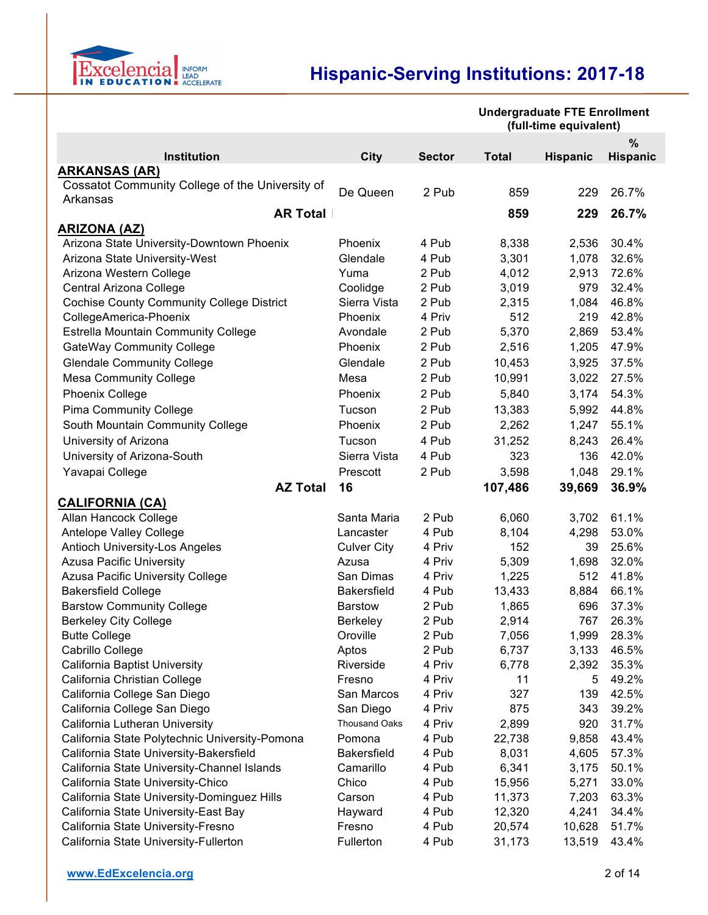# Hispanic-Serving Institutions: 2017-18

| Institution | City | Sector | Undergraduate FTE Enrollment (full-time equivalent) Total | Hispanic | % Hispanic |
|---|---|---|---|---|---|
| **ARKANSAS (AR)** | | | | | |
| Cossatot Community College of the University of Arkansas | De Queen | 2 Pub | 859 | 229 | 26.7% |
| **AR Total** | | | **859** | **229** | **26.7%** |
| **ARIZONA (AZ)** | | | | | |
| Arizona State University-Downtown Phoenix | Phoenix | 4 Pub | 8,338 | 2,536 | 30.4% |
| Arizona State University-West | Glendale | 4 Pub | 3,301 | 1,078 | 32.6% |
| Arizona Western College | Yuma | 2 Pub | 4,012 | 2,913 | 72.6% |
| Central Arizona College | Coolidge | 2 Pub | 3,019 | 979 | 32.4% |
| Cochise County Community College District | Sierra Vista | 2 Pub | 2,315 | 1,084 | 46.8% |
| CollegeAmerica-Phoenix | Phoenix | 4 Priv | 512 | 219 | 42.8% |
| Estrella Mountain Community College | Avondale | 2 Pub | 5,370 | 2,869 | 53.4% |
| GateWay Community College | Phoenix | 2 Pub | 2,516 | 1,205 | 47.9% |
| Glendale Community College | Glendale | 2 Pub | 10,453 | 3,925 | 37.5% |
| Mesa Community College | Mesa | 2 Pub | 10,991 | 3,022 | 27.5% |
| Phoenix College | Phoenix | 2 Pub | 5,840 | 3,174 | 54.3% |
| Pima Community College | Tucson | 2 Pub | 13,383 | 5,992 | 44.8% |
| South Mountain Community College | Phoenix | 2 Pub | 2,262 | 1,247 | 55.1% |
| University of Arizona | Tucson | 4 Pub | 31,252 | 8,243 | 26.4% |
| University of Arizona-South | Sierra Vista | 4 Pub | 323 | 136 | 42.0% |
| Yavapai College | Prescott | 2 Pub | 3,598 | 1,048 | 29.1% |
| **AZ Total** | **16** | | **107,486** | **39,669** | **36.9%** |
| **CALIFORNIA (CA)** | | | | | |
| Allan Hancock College | Santa Maria | 2 Pub | 6,060 | 3,702 | 61.1% |
| Antelope Valley College | Lancaster | 4 Pub | 8,104 | 4,298 | 53.0% |
| Antioch University-Los Angeles | Culver City | 4 Priv | 152 | 39 | 25.6% |
| Azusa Pacific University | Azusa | 4 Priv | 5,309 | 1,698 | 32.0% |
| Azusa Pacific University College | San Dimas | 4 Priv | 1,225 | 512 | 41.8% |
| Bakersfield College | Bakersfield | 4 Pub | 13,433 | 8,884 | 66.1% |
| Barstow Community College | Barstow | 2 Pub | 1,865 | 696 | 37.3% |
| Berkeley City College | Berkeley | 2 Pub | 2,914 | 767 | 26.3% |
| Butte College | Oroville | 2 Pub | 7,056 | 1,999 | 28.3% |
| Cabrillo College | Aptos | 2 Pub | 6,737 | 3,133 | 46.5% |
| California Baptist University | Riverside | 4 Priv | 6,778 | 2,392 | 35.3% |
| California Christian College | Fresno | 4 Priv | 11 | 5 | 49.2% |
| California College San Diego | San Marcos | 4 Priv | 327 | 139 | 42.5% |
| California College San Diego | San Diego | 4 Priv | 875 | 343 | 39.2% |
| California Lutheran University | Thousand Oaks | 4 Priv | 2,899 | 920 | 31.7% |
| California State Polytechnic University-Pomona | Pomona | 4 Pub | 22,738 | 9,858 | 43.4% |
| California State University-Bakersfield | Bakersfield | 4 Pub | 8,031 | 4,605 | 57.3% |
| California State University-Channel Islands | Camarillo | 4 Pub | 6,341 | 3,175 | 50.1% |
| California State University-Chico | Chico | 4 Pub | 15,956 | 5,271 | 33.0% |
| California State University-Dominguez Hills | Carson | 4 Pub | 11,373 | 7,203 | 63.3% |
| California State University-East Bay | Hayward | 4 Pub | 12,320 | 4,241 | 34.4% |
| California State University-Fresno | Fresno | 4 Pub | 20,574 | 10,628 | 51.7% |
| California State University-Fullerton | Fullerton | 4 Pub | 31,173 | 13,519 | 43.4% |

www.EdExcelencia.org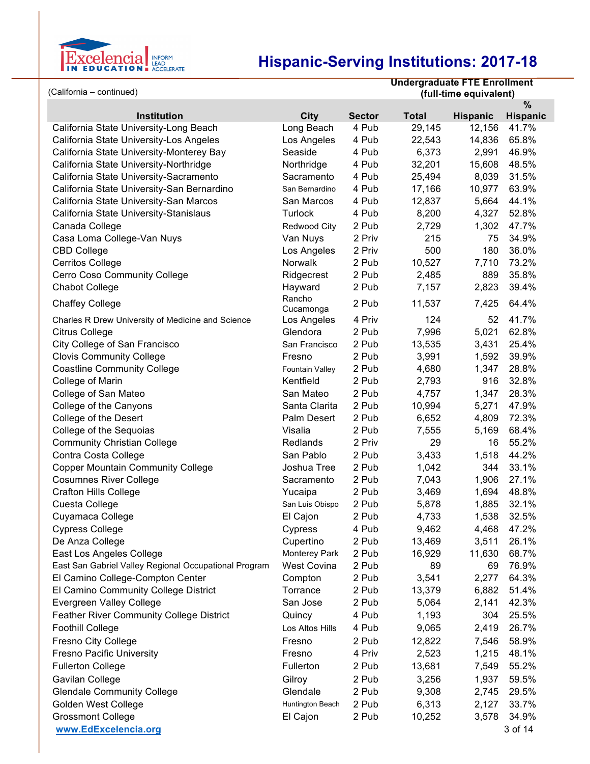# Hispanic-Serving Institutions: 2017-18

(California – continued)

| Institution | City | Sector | Undergraduate FTE Enrollment (full-time equivalent) Total | Hispanic | % Hispanic |
|---|---|---|---|---|---|
| California State University-Long Beach | Long Beach | 4 Pub | 29,145 | 12,156 | 41.7% |
| California State University-Los Angeles | Los Angeles | 4 Pub | 22,543 | 14,836 | 65.8% |
| California State University-Monterey Bay | Seaside | 4 Pub | 6,373 | 2,991 | 46.9% |
| California State University-Northridge | Northridge | 4 Pub | 32,201 | 15,608 | 48.5% |
| California State University-Sacramento | Sacramento | 4 Pub | 25,494 | 8,039 | 31.5% |
| California State University-San Bernardino | San Bernardino | 4 Pub | 17,166 | 10,977 | 63.9% |
| California State University-San Marcos | San Marcos | 4 Pub | 12,837 | 5,664 | 44.1% |
| California State University-Stanislaus | Turlock | 4 Pub | 8,200 | 4,327 | 52.8% |
| Canada College | Redwood City | 2 Pub | 2,729 | 1,302 | 47.7% |
| Casa Loma College-Van Nuys | Van Nuys | 2 Priv | 215 | 75 | 34.9% |
| CBD College | Los Angeles | 2 Priv | 500 | 180 | 36.0% |
| Cerritos College | Norwalk | 2 Pub | 10,527 | 7,710 | 73.2% |
| Cerro Coso Community College | Ridgecrest | 2 Pub | 2,485 | 889 | 35.8% |
| Chabot College | Hayward | 2 Pub | 7,157 | 2,823 | 39.4% |
| Chaffey College | Rancho Cucamonga | 2 Pub | 11,537 | 7,425 | 64.4% |
| Charles R Drew University of Medicine and Science | Los Angeles | 4 Priv | 124 | 52 | 41.7% |
| Citrus College | Glendora | 2 Pub | 7,996 | 5,021 | 62.8% |
| City College of San Francisco | San Francisco | 2 Pub | 13,535 | 3,431 | 25.4% |
| Clovis Community College | Fresno | 2 Pub | 3,991 | 1,592 | 39.9% |
| Coastline Community College | Fountain Valley | 2 Pub | 4,680 | 1,347 | 28.8% |
| College of Marin | Kentfield | 2 Pub | 2,793 | 916 | 32.8% |
| College of San Mateo | San Mateo | 2 Pub | 4,757 | 1,347 | 28.3% |
| College of the Canyons | Santa Clarita | 2 Pub | 10,994 | 5,271 | 47.9% |
| College of the Desert | Palm Desert | 2 Pub | 6,652 | 4,809 | 72.3% |
| College of the Sequoias | Visalia | 2 Pub | 7,555 | 5,169 | 68.4% |
| Community Christian College | Redlands | 2 Priv | 29 | 16 | 55.2% |
| Contra Costa College | San Pablo | 2 Pub | 3,433 | 1,518 | 44.2% |
| Copper Mountain Community College | Joshua Tree | 2 Pub | 1,042 | 344 | 33.1% |
| Cosumnes River College | Sacramento | 2 Pub | 7,043 | 1,906 | 27.1% |
| Crafton Hills College | Yucaipa | 2 Pub | 3,469 | 1,694 | 48.8% |
| Cuesta College | San Luis Obispo | 2 Pub | 5,878 | 1,885 | 32.1% |
| Cuyamaca College | El Cajon | 2 Pub | 4,733 | 1,538 | 32.5% |
| Cypress College | Cypress | 4 Pub | 9,462 | 4,468 | 47.2% |
| De Anza College | Cupertino | 2 Pub | 13,469 | 3,511 | 26.1% |
| East Los Angeles College | Monterey Park | 2 Pub | 16,929 | 11,630 | 68.7% |
| East San Gabriel Valley Regional Occupational Program | West Covina | 2 Pub | 89 | 69 | 76.9% |
| El Camino College-Compton Center | Compton | 2 Pub | 3,541 | 2,277 | 64.3% |
| El Camino Community College District | Torrance | 2 Pub | 13,379 | 6,882 | 51.4% |
| Evergreen Valley College | San Jose | 2 Pub | 5,064 | 2,141 | 42.3% |
| Feather River Community College District | Quincy | 4 Pub | 1,193 | 304 | 25.5% |
| Foothill College | Los Altos Hills | 4 Pub | 9,065 | 2,419 | 26.7% |
| Fresno City College | Fresno | 2 Pub | 12,822 | 7,546 | 58.9% |
| Fresno Pacific University | Fresno | 4 Priv | 2,523 | 1,215 | 48.1% |
| Fullerton College | Fullerton | 2 Pub | 13,681 | 7,549 | 55.2% |
| Gavilan College | Gilroy | 2 Pub | 3,256 | 1,937 | 59.5% |
| Glendale Community College | Glendale | 2 Pub | 9,308 | 2,745 | 29.5% |
| Golden West College | Huntington Beach | 2 Pub | 6,313 | 2,127 | 33.7% |
| Grossmont College | El Cajon | 2 Pub | 10,252 | 3,578 | 34.9% |

www.EdExcelencia.org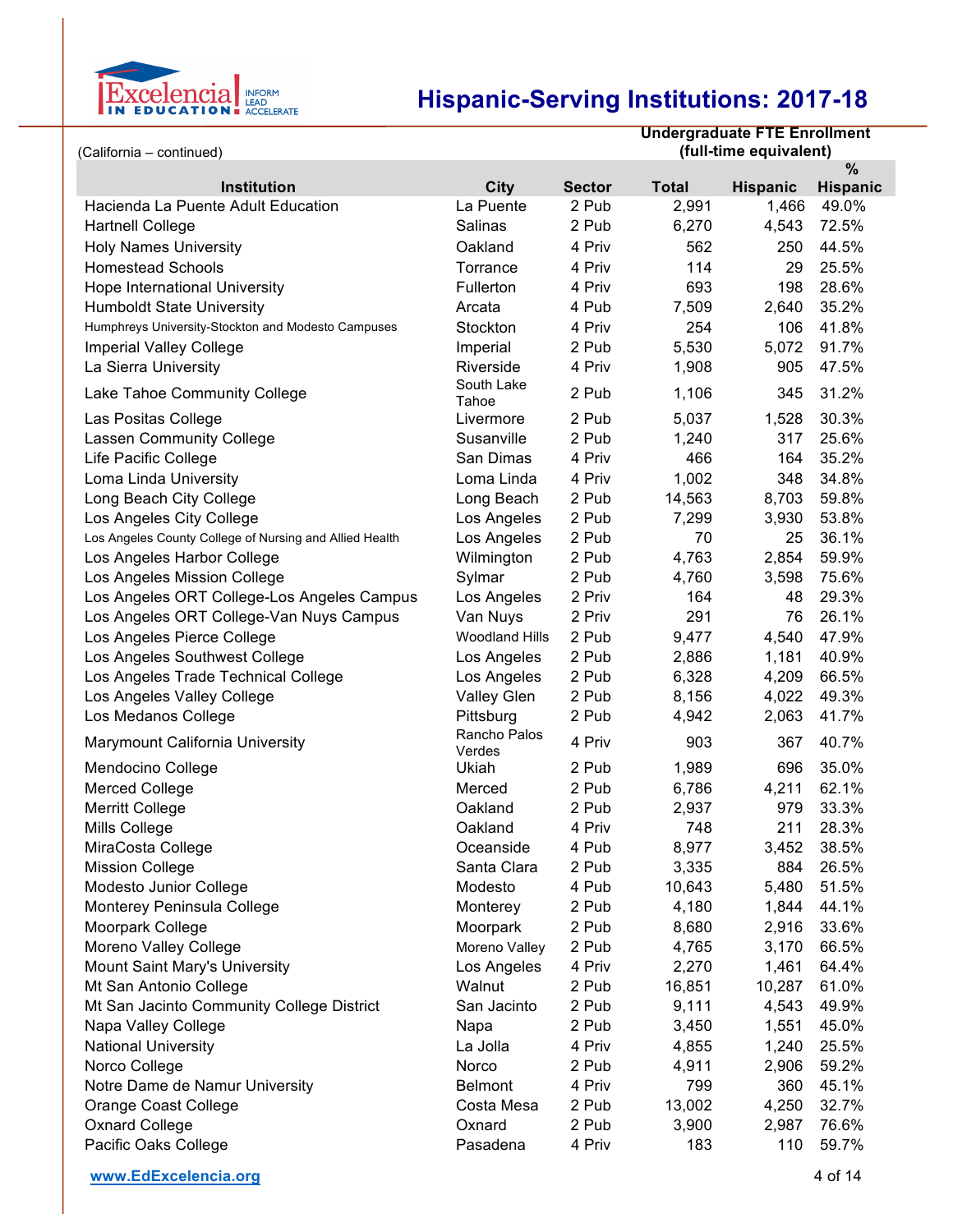# Hispanic-Serving Institutions: 2017-18

(California – continued)

| Institution | City | Sector | Undergraduate FTE Enrollment (full-time equivalent) Total | Hispanic | % Hispanic |
|---|---|---|---|---|---|
| Hacienda La Puente Adult Education | La Puente | 2 Pub | 2,991 | 1,466 | 49.0% |
| Hartnell College | Salinas | 2 Pub | 6,270 | 4,543 | 72.5% |
| Holy Names University | Oakland | 4 Priv | 562 | 250 | 44.5% |
| Homestead Schools | Torrance | 4 Priv | 114 | 29 | 25.5% |
| Hope International University | Fullerton | 4 Priv | 693 | 198 | 28.6% |
| Humboldt State University | Arcata | 4 Pub | 7,509 | 2,640 | 35.2% |
| Humphreys University-Stockton and Modesto Campuses | Stockton | 4 Priv | 254 | 106 | 41.8% |
| Imperial Valley College | Imperial | 2 Pub | 5,530 | 5,072 | 91.7% |
| La Sierra University | Riverside | 4 Priv | 1,908 | 905 | 47.5% |
| Lake Tahoe Community College | South Lake Tahoe | 2 Pub | 1,106 | 345 | 31.2% |
| Las Positas College | Livermore | 2 Pub | 5,037 | 1,528 | 30.3% |
| Lassen Community College | Susanville | 2 Pub | 1,240 | 317 | 25.6% |
| Life Pacific College | San Dimas | 4 Priv | 466 | 164 | 35.2% |
| Loma Linda University | Loma Linda | 4 Priv | 1,002 | 348 | 34.8% |
| Long Beach City College | Long Beach | 2 Pub | 14,563 | 8,703 | 59.8% |
| Los Angeles City College | Los Angeles | 2 Pub | 7,299 | 3,930 | 53.8% |
| Los Angeles County College of Nursing and Allied Health | Los Angeles | 2 Pub | 70 | 25 | 36.1% |
| Los Angeles Harbor College | Wilmington | 2 Pub | 4,763 | 2,854 | 59.9% |
| Los Angeles Mission College | Sylmar | 2 Pub | 4,760 | 3,598 | 75.6% |
| Los Angeles ORT College-Los Angeles Campus | Los Angeles | 2 Priv | 164 | 48 | 29.3% |
| Los Angeles ORT College-Van Nuys Campus | Van Nuys | 2 Priv | 291 | 76 | 26.1% |
| Los Angeles Pierce College | Woodland Hills | 2 Pub | 9,477 | 4,540 | 47.9% |
| Los Angeles Southwest College | Los Angeles | 2 Pub | 2,886 | 1,181 | 40.9% |
| Los Angeles Trade Technical College | Los Angeles | 2 Pub | 6,328 | 4,209 | 66.5% |
| Los Angeles Valley College | Valley Glen | 2 Pub | 8,156 | 4,022 | 49.3% |
| Los Medanos College | Pittsburg | 2 Pub | 4,942 | 2,063 | 41.7% |
| Marymount California University | Rancho Palos Verdes | 4 Priv | 903 | 367 | 40.7% |
| Mendocino College | Ukiah | 2 Pub | 1,989 | 696 | 35.0% |
| Merced College | Merced | 2 Pub | 6,786 | 4,211 | 62.1% |
| Merritt College | Oakland | 2 Pub | 2,937 | 979 | 33.3% |
| Mills College | Oakland | 4 Priv | 748 | 211 | 28.3% |
| MiraCosta College | Oceanside | 4 Pub | 8,977 | 3,452 | 38.5% |
| Mission College | Santa Clara | 2 Pub | 3,335 | 884 | 26.5% |
| Modesto Junior College | Modesto | 4 Pub | 10,643 | 5,480 | 51.5% |
| Monterey Peninsula College | Monterey | 2 Pub | 4,180 | 1,844 | 44.1% |
| Moorpark College | Moorpark | 2 Pub | 8,680 | 2,916 | 33.6% |
| Moreno Valley College | Moreno Valley | 2 Pub | 4,765 | 3,170 | 66.5% |
| Mount Saint Mary's University | Los Angeles | 4 Priv | 2,270 | 1,461 | 64.4% |
| Mt San Antonio College | Walnut | 2 Pub | 16,851 | 10,287 | 61.0% |
| Mt San Jacinto Community College District | San Jacinto | 2 Pub | 9,111 | 4,543 | 49.9% |
| Napa Valley College | Napa | 2 Pub | 3,450 | 1,551 | 45.0% |
| National University | La Jolla | 4 Priv | 4,855 | 1,240 | 25.5% |
| Norco College | Norco | 2 Pub | 4,911 | 2,906 | 59.2% |
| Notre Dame de Namur University | Belmont | 4 Priv | 799 | 360 | 45.1% |
| Orange Coast College | Costa Mesa | 2 Pub | 13,002 | 4,250 | 32.7% |
| Oxnard College | Oxnard | 2 Pub | 3,900 | 2,987 | 76.6% |
| Pacific Oaks College | Pasadena | 4 Priv | 183 | 110 | 59.7% |

www.EdExcelencia.org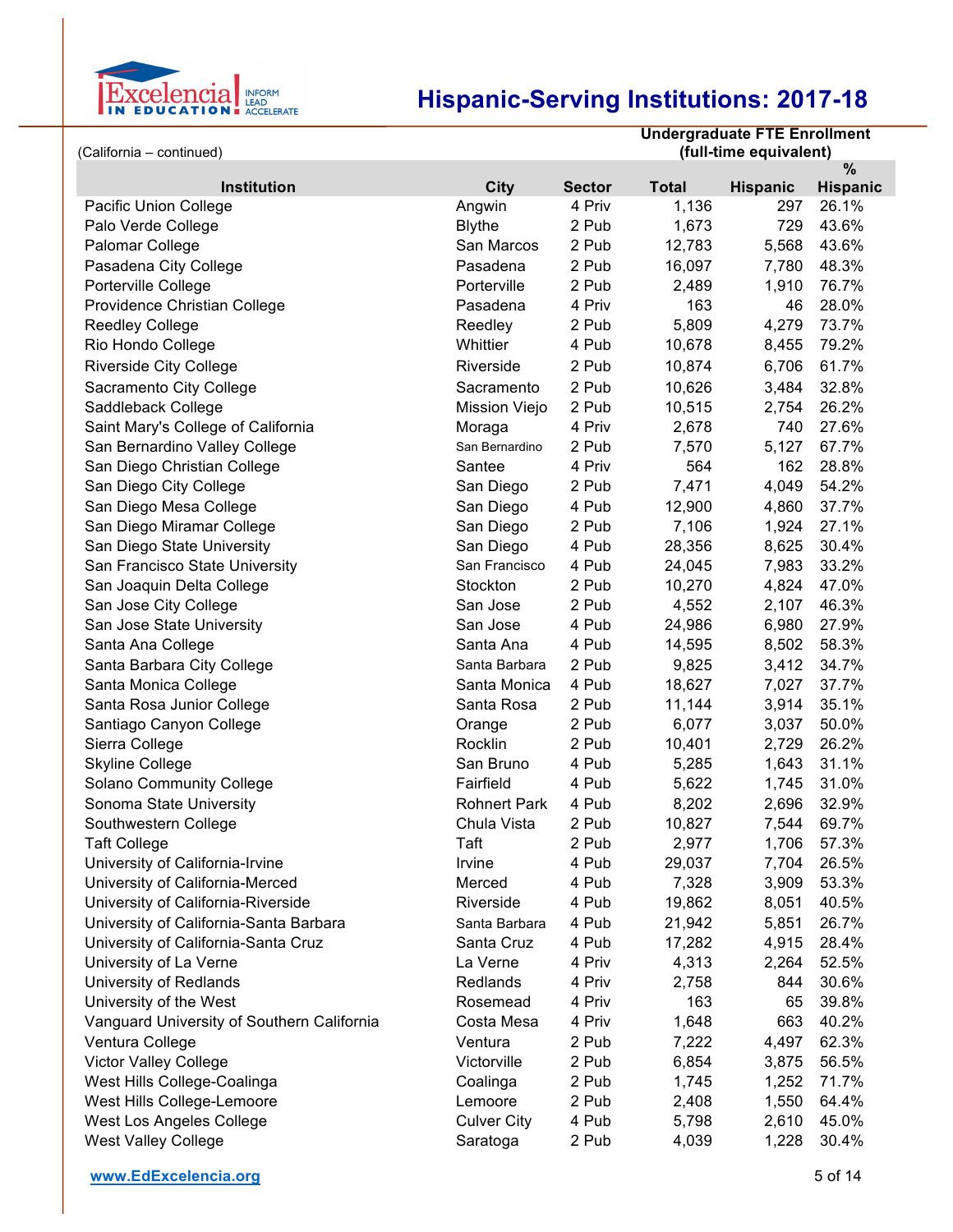# Hispanic-Serving Institutions: 2017-18

(California – continued)

| Institution | City | Sector | Undergraduate FTE Enrollment (full-time equivalent) Total | Hispanic | % Hispanic |
|---|---|---|---|---|---|
| Pacific Union College | Angwin | 4 Priv | 1,136 | 297 | 26.1% |
| Palo Verde College | Blythe | 2 Pub | 1,673 | 729 | 43.6% |
| Palomar College | San Marcos | 2 Pub | 12,783 | 5,568 | 43.6% |
| Pasadena City College | Pasadena | 2 Pub | 16,097 | 7,780 | 48.3% |
| Porterville College | Porterville | 2 Pub | 2,489 | 1,910 | 76.7% |
| Providence Christian College | Pasadena | 4 Priv | 163 | 46 | 28.0% |
| Reedley College | Reedley | 2 Pub | 5,809 | 4,279 | 73.7% |
| Rio Hondo College | Whittier | 4 Pub | 10,678 | 8,455 | 79.2% |
| Riverside City College | Riverside | 2 Pub | 10,874 | 6,706 | 61.7% |
| Sacramento City College | Sacramento | 2 Pub | 10,626 | 3,484 | 32.8% |
| Saddleback College | Mission Viejo | 2 Pub | 10,515 | 2,754 | 26.2% |
| Saint Mary's College of California | Moraga | 4 Priv | 2,678 | 740 | 27.6% |
| San Bernardino Valley College | San Bernardino | 2 Pub | 7,570 | 5,127 | 67.7% |
| San Diego Christian College | Santee | 4 Priv | 564 | 162 | 28.8% |
| San Diego City College | San Diego | 2 Pub | 7,471 | 4,049 | 54.2% |
| San Diego Mesa College | San Diego | 4 Pub | 12,900 | 4,860 | 37.7% |
| San Diego Miramar College | San Diego | 2 Pub | 7,106 | 1,924 | 27.1% |
| San Diego State University | San Diego | 4 Pub | 28,356 | 8,625 | 30.4% |
| San Francisco State University | San Francisco | 4 Pub | 24,045 | 7,983 | 33.2% |
| San Joaquin Delta College | Stockton | 2 Pub | 10,270 | 4,824 | 47.0% |
| San Jose City College | San Jose | 2 Pub | 4,552 | 2,107 | 46.3% |
| San Jose State University | San Jose | 4 Pub | 24,986 | 6,980 | 27.9% |
| Santa Ana College | Santa Ana | 4 Pub | 14,595 | 8,502 | 58.3% |
| Santa Barbara City College | Santa Barbara | 2 Pub | 9,825 | 3,412 | 34.7% |
| Santa Monica College | Santa Monica | 4 Pub | 18,627 | 7,027 | 37.7% |
| Santa Rosa Junior College | Santa Rosa | 2 Pub | 11,144 | 3,914 | 35.1% |
| Santiago Canyon College | Orange | 2 Pub | 6,077 | 3,037 | 50.0% |
| Sierra College | Rocklin | 2 Pub | 10,401 | 2,729 | 26.2% |
| Skyline College | San Bruno | 4 Pub | 5,285 | 1,643 | 31.1% |
| Solano Community College | Fairfield | 4 Pub | 5,622 | 1,745 | 31.0% |
| Sonoma State University | Rohnert Park | 4 Pub | 8,202 | 2,696 | 32.9% |
| Southwestern College | Chula Vista | 2 Pub | 10,827 | 7,544 | 69.7% |
| Taft College | Taft | 2 Pub | 2,977 | 1,706 | 57.3% |
| University of California-Irvine | Irvine | 4 Pub | 29,037 | 7,704 | 26.5% |
| University of California-Merced | Merced | 4 Pub | 7,328 | 3,909 | 53.3% |
| University of California-Riverside | Riverside | 4 Pub | 19,862 | 8,051 | 40.5% |
| University of California-Santa Barbara | Santa Barbara | 4 Pub | 21,942 | 5,851 | 26.7% |
| University of California-Santa Cruz | Santa Cruz | 4 Pub | 17,282 | 4,915 | 28.4% |
| University of La Verne | La Verne | 4 Priv | 4,313 | 2,264 | 52.5% |
| University of Redlands | Redlands | 4 Priv | 2,758 | 844 | 30.6% |
| University of the West | Rosemead | 4 Priv | 163 | 65 | 39.8% |
| Vanguard University of Southern California | Costa Mesa | 4 Priv | 1,648 | 663 | 40.2% |
| Ventura College | Ventura | 2 Pub | 7,222 | 4,497 | 62.3% |
| Victor Valley College | Victorville | 2 Pub | 6,854 | 3,875 | 56.5% |
| West Hills College-Coalinga | Coalinga | 2 Pub | 1,745 | 1,252 | 71.7% |
| West Hills College-Lemoore | Lemoore | 2 Pub | 2,408 | 1,550 | 64.4% |
| West Los Angeles College | Culver City | 4 Pub | 5,798 | 2,610 | 45.0% |
| West Valley College | Saratoga | 2 Pub | 4,039 | 1,228 | 30.4% |

www.EdExcelencia.org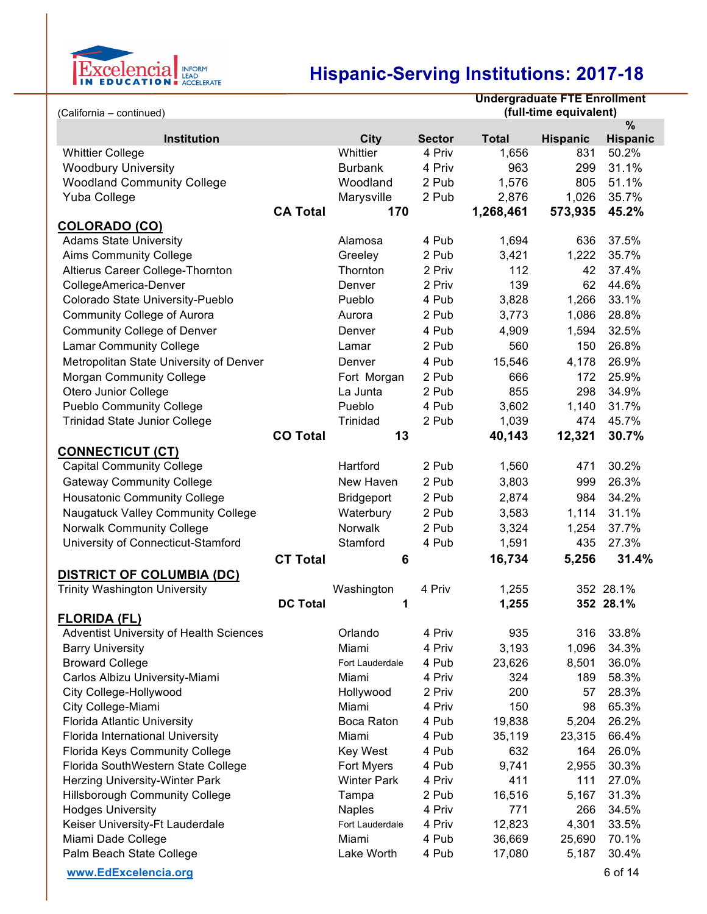# Hispanic-Serving Institutions: 2017-18

(California – continued)

| Institution | City | Sector | Undergraduate FTE Enrollment (full-time equivalent) Total | Hispanic | % Hispanic |
|---|---|---|---|---|---|
| Whittier College | Whittier | 4 Priv | 1,656 | 831 | 50.2% |
| Woodbury University | Burbank | 4 Priv | 963 | 299 | 31.1% |
| Woodland Community College | Woodland | 2 Pub | 1,576 | 805 | 51.1% |
| Yuba College | Marysville | 2 Pub | 2,876 | 1,026 | 35.7% |
| **CA Total** | **170** | | **1,268,461** | **573,935** | **45.2%** |
| **COLORADO (CO)** | | | | | |
| Adams State University | Alamosa | 4 Pub | 1,694 | 636 | 37.5% |
| Aims Community College | Greeley | 2 Pub | 3,421 | 1,222 | 35.7% |
| Altierus Career College-Thornton | Thornton | 2 Priv | 112 | 42 | 37.4% |
| CollegeAmerica-Denver | Denver | 2 Priv | 139 | 62 | 44.6% |
| Colorado State University-Pueblo | Pueblo | 4 Pub | 3,828 | 1,266 | 33.1% |
| Community College of Aurora | Aurora | 2 Pub | 3,773 | 1,086 | 28.8% |
| Community College of Denver | Denver | 4 Pub | 4,909 | 1,594 | 32.5% |
| Lamar Community College | Lamar | 2 Pub | 560 | 150 | 26.8% |
| Metropolitan State University of Denver | Denver | 4 Pub | 15,546 | 4,178 | 26.9% |
| Morgan Community College | Fort Morgan | 2 Pub | 666 | 172 | 25.9% |
| Otero Junior College | La Junta | 2 Pub | 855 | 298 | 34.9% |
| Pueblo Community College | Pueblo | 4 Pub | 3,602 | 1,140 | 31.7% |
| Trinidad State Junior College | Trinidad | 2 Pub | 1,039 | 474 | 45.7% |
| **CO Total** | **13** | | **40,143** | **12,321** | **30.7%** |
| **CONNECTICUT (CT)** | | | | | |
| Capital Community College | Hartford | 2 Pub | 1,560 | 471 | 30.2% |
| Gateway Community College | New Haven | 2 Pub | 3,803 | 999 | 26.3% |
| Housatonic Community College | Bridgeport | 2 Pub | 2,874 | 984 | 34.2% |
| Naugatuck Valley Community College | Waterbury | 2 Pub | 3,583 | 1,114 | 31.1% |
| Norwalk Community College | Norwalk | 2 Pub | 3,324 | 1,254 | 37.7% |
| University of Connecticut-Stamford | Stamford | 4 Pub | 1,591 | 435 | 27.3% |
| **CT Total** | **6** | | **16,734** | **5,256** | **31.4%** |
| **DISTRICT OF COLUMBIA (DC)** | | | | | |
| Trinity Washington University | Washington | 4 Priv | 1,255 | 352 | 28.1% |
| **DC Total** | **1** | | **1,255** | **352** | **28.1%** |
| **FLORIDA (FL)** | | | | | |
| Adventist University of Health Sciences | Orlando | 4 Priv | 935 | 316 | 33.8% |
| Barry University | Miami | 4 Priv | 3,193 | 1,096 | 34.3% |
| Broward College | Fort Lauderdale | 4 Pub | 23,626 | 8,501 | 36.0% |
| Carlos Albizu University-Miami | Miami | 4 Priv | 324 | 189 | 58.3% |
| City College-Hollywood | Hollywood | 2 Priv | 200 | 57 | 28.3% |
| City College-Miami | Miami | 4 Priv | 150 | 98 | 65.3% |
| Florida Atlantic University | Boca Raton | 4 Pub | 19,838 | 5,204 | 26.2% |
| Florida International University | Miami | 4 Pub | 35,119 | 23,315 | 66.4% |
| Florida Keys Community College | Key West | 4 Pub | 632 | 164 | 26.0% |
| Florida SouthWestern State College | Fort Myers | 4 Pub | 9,741 | 2,955 | 30.3% |
| Herzing University-Winter Park | Winter Park | 4 Priv | 411 | 111 | 27.0% |
| Hillsborough Community College | Tampa | 2 Pub | 16,516 | 5,167 | 31.3% |
| Hodges University | Naples | 4 Priv | 771 | 266 | 34.5% |
| Keiser University-Ft Lauderdale | Fort Lauderdale | 4 Priv | 12,823 | 4,301 | 33.5% |
| Miami Dade College | Miami | 4 Pub | 36,669 | 25,690 | 70.1% |
| Palm Beach State College | Lake Worth | 4 Pub | 17,080 | 5,187 | 30.4% |

www.EdExcelencia.org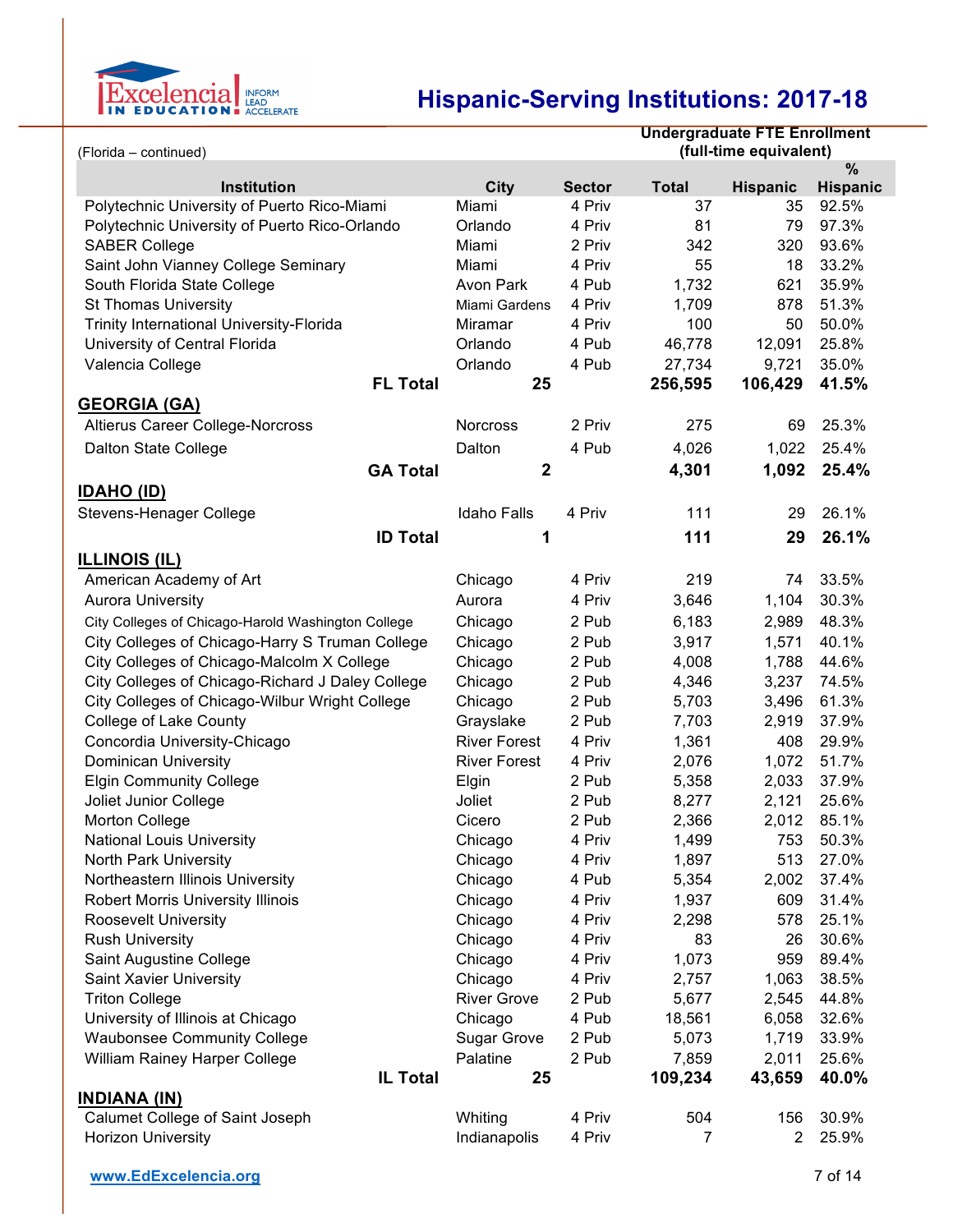# Hispanic-Serving Institutions: 2017-18

(Florida – continued)

| Institution | City | Sector | Undergraduate FTE Enrollment (full-time equivalent) Total | Hispanic | % Hispanic |
|---|---|---|---|---|---|
| Polytechnic University of Puerto Rico-Miami | Miami | 4 Priv | 37 | 35 | 92.5% |
| Polytechnic University of Puerto Rico-Orlando | Orlando | 4 Priv | 81 | 79 | 97.3% |
| SABER College | Miami | 2 Priv | 342 | 320 | 93.6% |
| Saint John Vianney College Seminary | Miami | 4 Priv | 55 | 18 | 33.2% |
| South Florida State College | Avon Park | 4 Pub | 1,732 | 621 | 35.9% |
| St Thomas University | Miami Gardens | 4 Priv | 1,709 | 878 | 51.3% |
| Trinity International University-Florida | Miramar | 4 Priv | 100 | 50 | 50.0% |
| University of Central Florida | Orlando | 4 Pub | 46,778 | 12,091 | 25.8% |
| Valencia College | Orlando | 4 Pub | 27,734 | 9,721 | 35.0% |
| **FL Total** | **25** | | **256,595** | **106,429** | **41.5%** |
| **GEORGIA (GA)** | | | | | |
| Altierus Career College-Norcross | Norcross | 2 Priv | 275 | 69 | 25.3% |
| Dalton State College | Dalton | 4 Pub | 4,026 | 1,022 | 25.4% |
| **GA Total** | **2** | | **4,301** | **1,092** | **25.4%** |
| **IDAHO (ID)** | | | | | |
| Stevens-Henager College | Idaho Falls | 4 Priv | 111 | 29 | 26.1% |
| **ID Total** | **1** | | **111** | **29** | **26.1%** |
| **ILLINOIS (IL)** | | | | | |
| American Academy of Art | Chicago | 4 Priv | 219 | 74 | 33.5% |
| Aurora University | Aurora | 4 Priv | 3,646 | 1,104 | 30.3% |
| City Colleges of Chicago-Harold Washington College | Chicago | 2 Pub | 6,183 | 2,989 | 48.3% |
| City Colleges of Chicago-Harry S Truman College | Chicago | 2 Pub | 3,917 | 1,571 | 40.1% |
| City Colleges of Chicago-Malcolm X College | Chicago | 2 Pub | 4,008 | 1,788 | 44.6% |
| City Colleges of Chicago-Richard J Daley College | Chicago | 2 Pub | 4,346 | 3,237 | 74.5% |
| City Colleges of Chicago-Wilbur Wright College | Chicago | 2 Pub | 5,703 | 3,496 | 61.3% |
| College of Lake County | Grayslake | 2 Pub | 7,703 | 2,919 | 37.9% |
| Concordia University-Chicago | River Forest | 4 Priv | 1,361 | 408 | 29.9% |
| Dominican University | River Forest | 4 Priv | 2,076 | 1,072 | 51.7% |
| Elgin Community College | Elgin | 2 Pub | 5,358 | 2,033 | 37.9% |
| Joliet Junior College | Joliet | 2 Pub | 8,277 | 2,121 | 25.6% |
| Morton College | Cicero | 2 Pub | 2,366 | 2,012 | 85.1% |
| National Louis University | Chicago | 4 Priv | 1,499 | 753 | 50.3% |
| North Park University | Chicago | 4 Priv | 1,897 | 513 | 27.0% |
| Northeastern Illinois University | Chicago | 4 Pub | 5,354 | 2,002 | 37.4% |
| Robert Morris University Illinois | Chicago | 4 Priv | 1,937 | 609 | 31.4% |
| Roosevelt University | Chicago | 4 Priv | 2,298 | 578 | 25.1% |
| Rush University | Chicago | 4 Priv | 83 | 26 | 30.6% |
| Saint Augustine College | Chicago | 4 Priv | 1,073 | 959 | 89.4% |
| Saint Xavier University | Chicago | 4 Priv | 2,757 | 1,063 | 38.5% |
| Triton College | River Grove | 2 Pub | 5,677 | 2,545 | 44.8% |
| University of Illinois at Chicago | Chicago | 4 Pub | 18,561 | 6,058 | 32.6% |
| Waubonsee Community College | Sugar Grove | 2 Pub | 5,073 | 1,719 | 33.9% |
| William Rainey Harper College | Palatine | 2 Pub | 7,859 | 2,011 | 25.6% |
| **IL Total** | **25** | | **109,234** | **43,659** | **40.0%** |
| **INDIANA (IN)** | | | | | |
| Calumet College of Saint Joseph | Whiting | 4 Priv | 504 | 156 | 30.9% |
| Horizon University | Indianapolis | 4 Priv | 7 | 2 | 25.9% |

www.EdExcelencia.org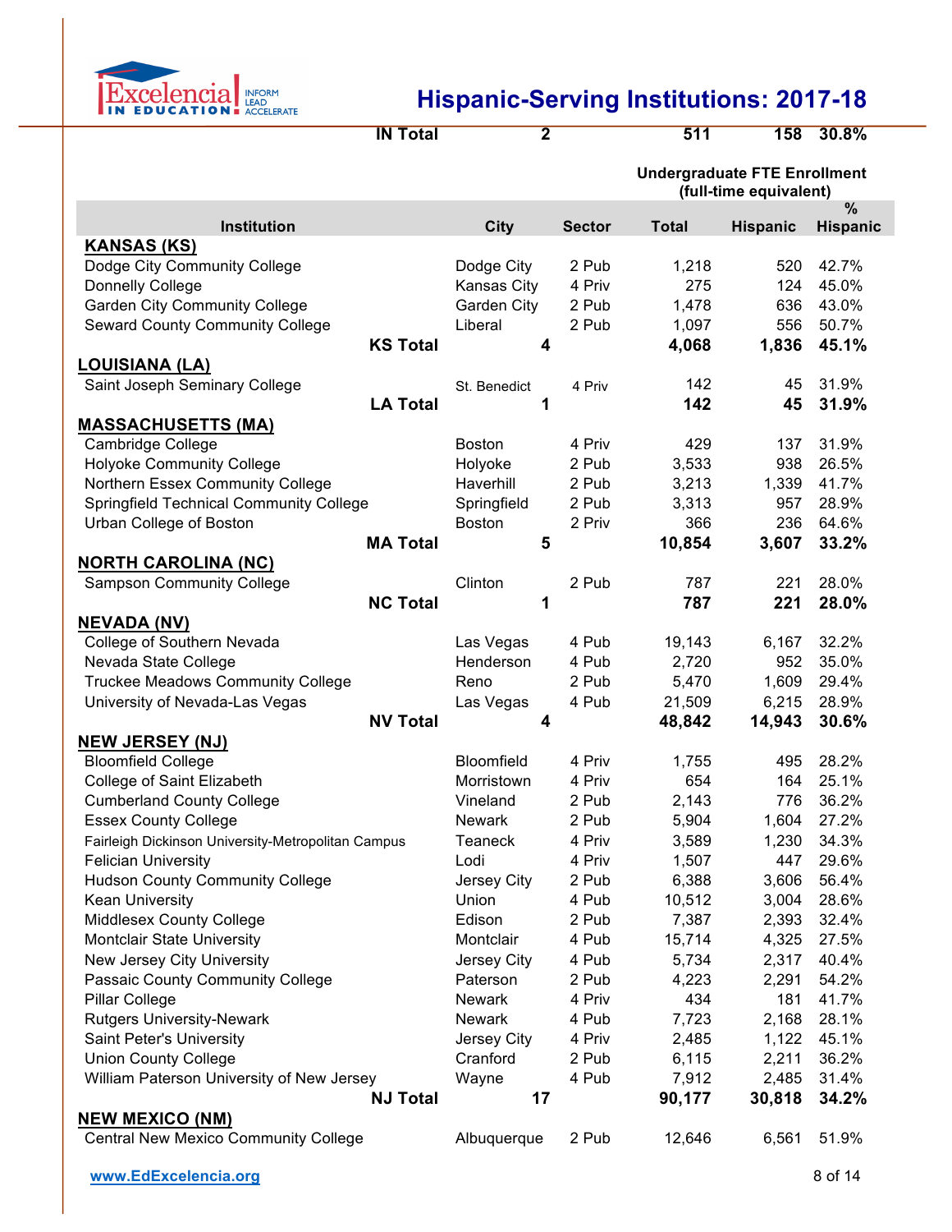# Hispanic-Serving Institutions: 2017-18

| Institution | City | Sector | Total | Hispanic | % Hispanic |
|---|---|---|---|---|---|
| **IN Total** | **2** | | **511** | **158** | **30.8%** |

| | | | Undergraduate FTE Enrollment (full-time equivalent) | | |
|---|---|---|---|---|---|
| **Institution** | **City** | **Sector** | **Total** | **Hispanic** | **% Hispanic** |
| **KANSAS (KS)** | | | | | |
| Dodge City Community College | Dodge City | 2 Pub | 1,218 | 520 | 42.7% |
| Donnelly College | Kansas City | 4 Priv | 275 | 124 | 45.0% |
| Garden City Community College | Garden City | 2 Pub | 1,478 | 636 | 43.0% |
| Seward County Community College | Liberal | 2 Pub | 1,097 | 556 | 50.7% |
| **KS Total** | **4** | | **4,068** | **1,836** | **45.1%** |
| **LOUISIANA (LA)** | | | | | |
| Saint Joseph Seminary College | St. Benedict | 4 Priv | 142 | 45 | 31.9% |
| **LA Total** | **1** | | **142** | **45** | **31.9%** |
| **MASSACHUSETTS (MA)** | | | | | |
| Cambridge College | Boston | 4 Priv | 429 | 137 | 31.9% |
| Holyoke Community College | Holyoke | 2 Pub | 3,533 | 938 | 26.5% |
| Northern Essex Community College | Haverhill | 2 Pub | 3,213 | 1,339 | 41.7% |
| Springfield Technical Community College | Springfield | 2 Pub | 3,313 | 957 | 28.9% |
| Urban College of Boston | Boston | 2 Priv | 366 | 236 | 64.6% |
| **MA Total** | **5** | | **10,854** | **3,607** | **33.2%** |
| **NORTH CAROLINA (NC)** | | | | | |
| Sampson Community College | Clinton | 2 Pub | 787 | 221 | 28.0% |
| **NC Total** | **1** | | **787** | **221** | **28.0%** |
| **NEVADA (NV)** | | | | | |
| College of Southern Nevada | Las Vegas | 4 Pub | 19,143 | 6,167 | 32.2% |
| Nevada State College | Henderson | 4 Pub | 2,720 | 952 | 35.0% |
| Truckee Meadows Community College | Reno | 2 Pub | 5,470 | 1,609 | 29.4% |
| University of Nevada-Las Vegas | Las Vegas | 4 Pub | 21,509 | 6,215 | 28.9% |
| **NV Total** | **4** | | **48,842** | **14,943** | **30.6%** |
| **NEW JERSEY (NJ)** | | | | | |
| Bloomfield College | Bloomfield | 4 Priv | 1,755 | 495 | 28.2% |
| College of Saint Elizabeth | Morristown | 4 Priv | 654 | 164 | 25.1% |
| Cumberland County College | Vineland | 2 Pub | 2,143 | 776 | 36.2% |
| Essex County College | Newark | 2 Pub | 5,904 | 1,604 | 27.2% |
| Fairleigh Dickinson University-Metropolitan Campus | Teaneck | 4 Priv | 3,589 | 1,230 | 34.3% |
| Felician University | Lodi | 4 Priv | 1,507 | 447 | 29.6% |
| Hudson County Community College | Jersey City | 2 Pub | 6,388 | 3,606 | 56.4% |
| Kean University | Union | 4 Pub | 10,512 | 3,004 | 28.6% |
| Middlesex County College | Edison | 2 Pub | 7,387 | 2,393 | 32.4% |
| Montclair State University | Montclair | 4 Pub | 15,714 | 4,325 | 27.5% |
| New Jersey City University | Jersey City | 4 Pub | 5,734 | 2,317 | 40.4% |
| Passaic County Community College | Paterson | 2 Pub | 4,223 | 2,291 | 54.2% |
| Pillar College | Newark | 4 Priv | 434 | 181 | 41.7% |
| Rutgers University-Newark | Newark | 4 Pub | 7,723 | 2,168 | 28.1% |
| Saint Peter's University | Jersey City | 4 Priv | 2,485 | 1,122 | 45.1% |
| Union County College | Cranford | 2 Pub | 6,115 | 2,211 | 36.2% |
| William Paterson University of New Jersey | Wayne | 4 Pub | 7,912 | 2,485 | 31.4% |
| **NJ Total** | **17** | | **90,177** | **30,818** | **34.2%** |
| **NEW MEXICO (NM)** | | | | | |
| Central New Mexico Community College | Albuquerque | 2 Pub | 12,646 | 6,561 | 51.9% |

www.EdExcelencia.org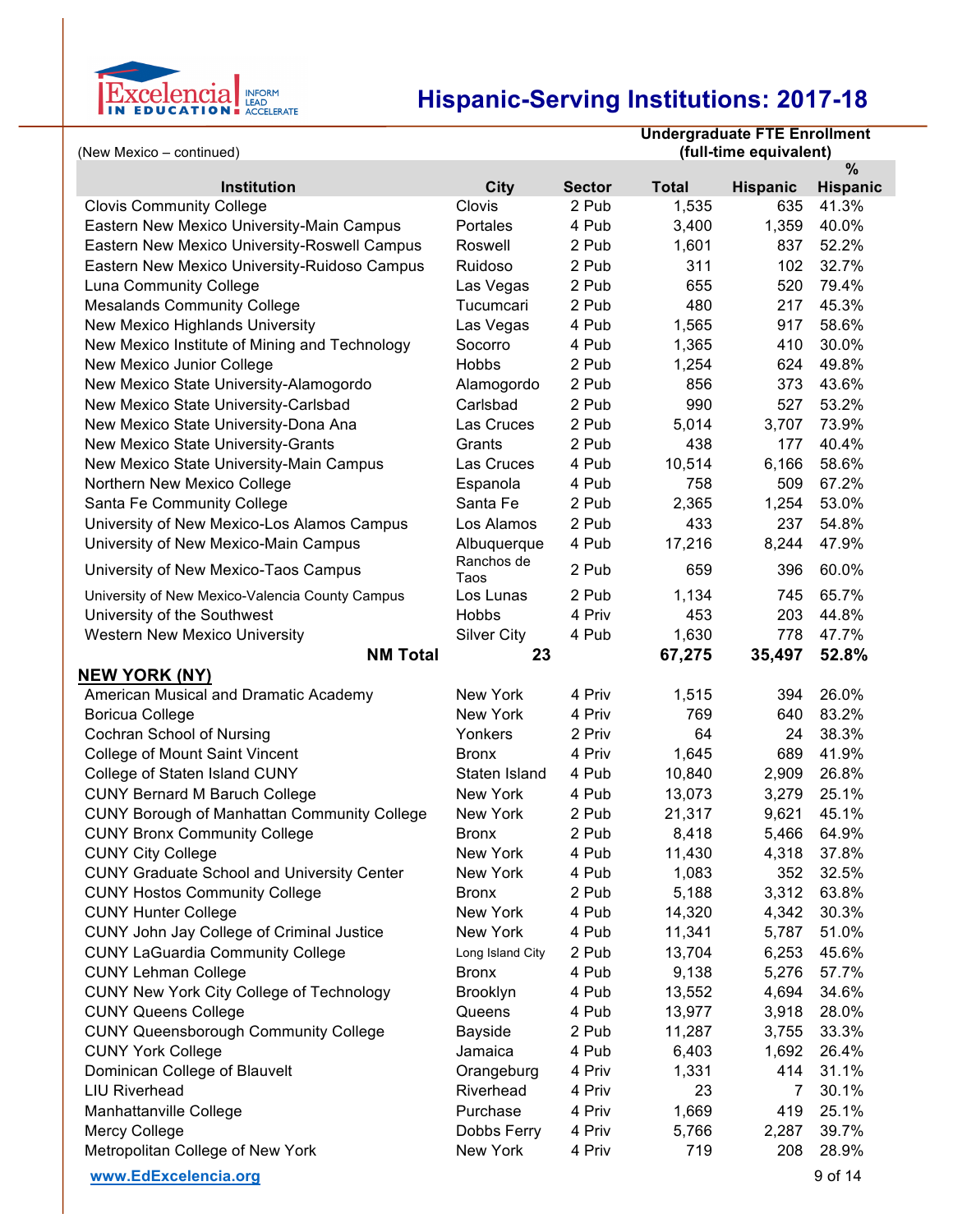# Hispanic-Serving Institutions: 2017-18

(New Mexico – continued)

| Institution | City | Sector | Undergraduate FTE Enrollment (full-time equivalent) Total | Hispanic | % Hispanic |
|---|---|---|---|---|---|
| Clovis Community College | Clovis | 2 Pub | 1,535 | 635 | 41.3% |
| Eastern New Mexico University-Main Campus | Portales | 4 Pub | 3,400 | 1,359 | 40.0% |
| Eastern New Mexico University-Roswell Campus | Roswell | 2 Pub | 1,601 | 837 | 52.2% |
| Eastern New Mexico University-Ruidoso Campus | Ruidoso | 2 Pub | 311 | 102 | 32.7% |
| Luna Community College | Las Vegas | 2 Pub | 655 | 520 | 79.4% |
| Mesalands Community College | Tucumcari | 2 Pub | 480 | 217 | 45.3% |
| New Mexico Highlands University | Las Vegas | 4 Pub | 1,565 | 917 | 58.6% |
| New Mexico Institute of Mining and Technology | Socorro | 4 Pub | 1,365 | 410 | 30.0% |
| New Mexico Junior College | Hobbs | 2 Pub | 1,254 | 624 | 49.8% |
| New Mexico State University-Alamogordo | Alamogordo | 2 Pub | 856 | 373 | 43.6% |
| New Mexico State University-Carlsbad | Carlsbad | 2 Pub | 990 | 527 | 53.2% |
| New Mexico State University-Dona Ana | Las Cruces | 2 Pub | 5,014 | 3,707 | 73.9% |
| New Mexico State University-Grants | Grants | 2 Pub | 438 | 177 | 40.4% |
| New Mexico State University-Main Campus | Las Cruces | 4 Pub | 10,514 | 6,166 | 58.6% |
| Northern New Mexico College | Espanola | 4 Pub | 758 | 509 | 67.2% |
| Santa Fe Community College | Santa Fe | 2 Pub | 2,365 | 1,254 | 53.0% |
| University of New Mexico-Los Alamos Campus | Los Alamos | 2 Pub | 433 | 237 | 54.8% |
| University of New Mexico-Main Campus | Albuquerque | 4 Pub | 17,216 | 8,244 | 47.9% |
| University of New Mexico-Taos Campus | Ranchos de Taos | 2 Pub | 659 | 396 | 60.0% |
| University of New Mexico-Valencia County Campus | Los Lunas | 2 Pub | 1,134 | 745 | 65.7% |
| University of the Southwest | Hobbs | 4 Priv | 453 | 203 | 44.8% |
| Western New Mexico University | Silver City | 4 Pub | 1,630 | 778 | 47.7% |
| **NM Total** | **23** | | **67,275** | **35,497** | **52.8%** |
| **NEW YORK (NY)** | | | | | |
| American Musical and Dramatic Academy | New York | 4 Priv | 1,515 | 394 | 26.0% |
| Boricua College | New York | 4 Priv | 769 | 640 | 83.2% |
| Cochran School of Nursing | Yonkers | 2 Priv | 64 | 24 | 38.3% |
| College of Mount Saint Vincent | Bronx | 4 Priv | 1,645 | 689 | 41.9% |
| College of Staten Island CUNY | Staten Island | 4 Pub | 10,840 | 2,909 | 26.8% |
| CUNY Bernard M Baruch College | New York | 4 Pub | 13,073 | 3,279 | 25.1% |
| CUNY Borough of Manhattan Community College | New York | 2 Pub | 21,317 | 9,621 | 45.1% |
| CUNY Bronx Community College | Bronx | 2 Pub | 8,418 | 5,466 | 64.9% |
| CUNY City College | New York | 4 Pub | 11,430 | 4,318 | 37.8% |
| CUNY Graduate School and University Center | New York | 4 Pub | 1,083 | 352 | 32.5% |
| CUNY Hostos Community College | Bronx | 2 Pub | 5,188 | 3,312 | 63.8% |
| CUNY Hunter College | New York | 4 Pub | 14,320 | 4,342 | 30.3% |
| CUNY John Jay College of Criminal Justice | New York | 4 Pub | 11,341 | 5,787 | 51.0% |
| CUNY LaGuardia Community College | Long Island City | 2 Pub | 13,704 | 6,253 | 45.6% |
| CUNY Lehman College | Bronx | 4 Pub | 9,138 | 5,276 | 57.7% |
| CUNY New York City College of Technology | Brooklyn | 4 Pub | 13,552 | 4,694 | 34.6% |
| CUNY Queens College | Queens | 4 Pub | 13,977 | 3,918 | 28.0% |
| CUNY Queensborough Community College | Bayside | 2 Pub | 11,287 | 3,755 | 33.3% |
| CUNY York College | Jamaica | 4 Pub | 6,403 | 1,692 | 26.4% |
| Dominican College of Blauvelt | Orangeburg | 4 Priv | 1,331 | 414 | 31.1% |
| LIU Riverhead | Riverhead | 4 Priv | 23 | 7 | 30.1% |
| Manhattanville College | Purchase | 4 Priv | 1,669 | 419 | 25.1% |
| Mercy College | Dobbs Ferry | 4 Priv | 5,766 | 2,287 | 39.7% |
| Metropolitan College of New York | New York | 4 Priv | 719 | 208 | 28.9% |

www.EdExcelencia.org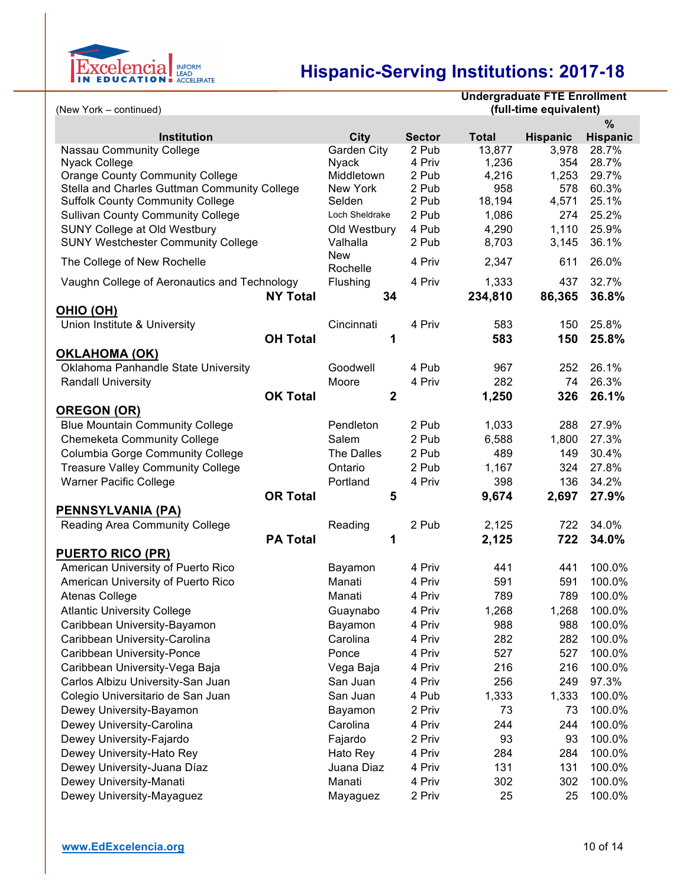# Hispanic-Serving Institutions: 2017-18

(New York – continued)

| Institution | City | Sector | Undergraduate FTE Enrollment (full-time equivalent) Total | Hispanic | % Hispanic |
|---|---|---|---|---|---|
| Nassau Community College | Garden City | 2 Pub | 13,877 | 3,978 | 28.7% |
| Nyack College | Nyack | 4 Priv | 1,236 | 354 | 28.7% |
| Orange County Community College | Middletown | 2 Pub | 4,216 | 1,253 | 29.7% |
| Stella and Charles Guttman Community College | New York | 2 Pub | 958 | 578 | 60.3% |
| Suffolk County Community College | Selden | 2 Pub | 18,194 | 4,571 | 25.1% |
| Sullivan County Community College | Loch Sheldrake | 2 Pub | 1,086 | 274 | 25.2% |
| SUNY College at Old Westbury | Old Westbury | 4 Pub | 4,290 | 1,110 | 25.9% |
| SUNY Westchester Community College | Valhalla | 2 Pub | 8,703 | 3,145 | 36.1% |
| The College of New Rochelle | New Rochelle | 4 Priv | 2,347 | 611 | 26.0% |
| Vaughn College of Aeronautics and Technology | Flushing | 4 Priv | 1,333 | 437 | 32.7% |
| **NY Total** | **34** | | **234,810** | **86,365** | **36.8%** |
| **OHIO (OH)** | | | | | |
| Union Institute & University | Cincinnati | 4 Priv | 583 | 150 | 25.8% |
| **OH Total** | **1** | | **583** | **150** | **25.8%** |
| **OKLAHOMA (OK)** | | | | | |
| Oklahoma Panhandle State University | Goodwell | 4 Pub | 967 | 252 | 26.1% |
| Randall University | Moore | 4 Priv | 282 | 74 | 26.3% |
| **OK Total** | **2** | | **1,250** | **326** | **26.1%** |
| **OREGON (OR)** | | | | | |
| Blue Mountain Community College | Pendleton | 2 Pub | 1,033 | 288 | 27.9% |
| Chemeketa Community College | Salem | 2 Pub | 6,588 | 1,800 | 27.3% |
| Columbia Gorge Community College | The Dalles | 2 Pub | 489 | 149 | 30.4% |
| Treasure Valley Community College | Ontario | 2 Pub | 1,167 | 324 | 27.8% |
| Warner Pacific College | Portland | 4 Priv | 398 | 136 | 34.2% |
| **OR Total** | **5** | | **9,674** | **2,697** | **27.9%** |
| **PENNSYLVANIA (PA)** | | | | | |
| Reading Area Community College | Reading | 2 Pub | 2,125 | 722 | 34.0% |
| **PA Total** | **1** | | **2,125** | **722** | **34.0%** |
| **PUERTO RICO (PR)** | | | | | |
| American University of Puerto Rico | Bayamon | 4 Priv | 441 | 441 | 100.0% |
| American University of Puerto Rico | Manati | 4 Priv | 591 | 591 | 100.0% |
| Atenas College | Manati | 4 Priv | 789 | 789 | 100.0% |
| Atlantic University College | Guaynabo | 4 Priv | 1,268 | 1,268 | 100.0% |
| Caribbean University-Bayamon | Bayamon | 4 Priv | 988 | 988 | 100.0% |
| Caribbean University-Carolina | Carolina | 4 Priv | 282 | 282 | 100.0% |
| Caribbean University-Ponce | Ponce | 4 Priv | 527 | 527 | 100.0% |
| Caribbean University-Vega Baja | Vega Baja | 4 Priv | 216 | 216 | 100.0% |
| Carlos Albizu University-San Juan | San Juan | 4 Priv | 256 | 249 | 97.3% |
| Colegio Universitario de San Juan | San Juan | 4 Pub | 1,333 | 1,333 | 100.0% |
| Dewey University-Bayamon | Bayamon | 2 Priv | 73 | 73 | 100.0% |
| Dewey University-Carolina | Carolina | 4 Priv | 244 | 244 | 100.0% |
| Dewey University-Fajardo | Fajardo | 2 Priv | 93 | 93 | 100.0% |
| Dewey University-Hato Rey | Hato Rey | 4 Priv | 284 | 284 | 100.0% |
| Dewey University-Juana Díaz | Juana Diaz | 4 Priv | 131 | 131 | 100.0% |
| Dewey University-Manati | Manati | 4 Priv | 302 | 302 | 100.0% |
| Dewey University-Mayaguez | Mayaguez | 2 Priv | 25 | 25 | 100.0% |

www.EdExcelencia.org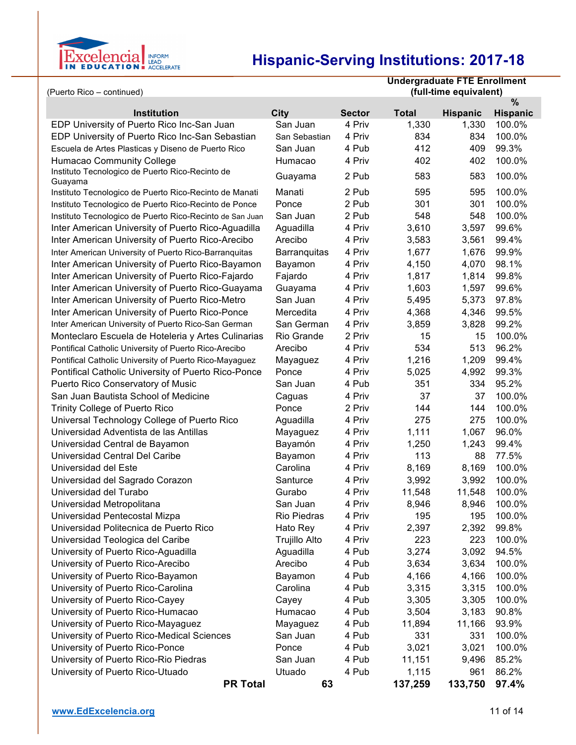# Hispanic-Serving Institutions: 2017-18

(Puerto Rico – continued)

| Institution | City | Sector | Undergraduate FTE Enrollment (full-time equivalent) Total | Hispanic | % Hispanic |
|---|---|---|---|---|---|
| EDP University of Puerto Rico Inc-San Juan | San Juan | 4 Priv | 1,330 | 1,330 | 100.0% |
| EDP University of Puerto Rico Inc-San Sebastian | San Sebastian | 4 Priv | 834 | 834 | 100.0% |
| Escuela de Artes Plasticas y Diseno de Puerto Rico | San Juan | 4 Pub | 412 | 409 | 99.3% |
| Humacao Community College | Humacao | 4 Priv | 402 | 402 | 100.0% |
| Instituto Tecnologico de Puerto Rico-Recinto de Guayama | Guayama | 2 Pub | 583 | 583 | 100.0% |
| Instituto Tecnologico de Puerto Rico-Recinto de Manati | Manati | 2 Pub | 595 | 595 | 100.0% |
| Instituto Tecnologico de Puerto Rico-Recinto de Ponce | Ponce | 2 Pub | 301 | 301 | 100.0% |
| Instituto Tecnologico de Puerto Rico-Recinto de San Juan | San Juan | 2 Pub | 548 | 548 | 100.0% |
| Inter American University of Puerto Rico-Aguadilla | Aguadilla | 4 Priv | 3,610 | 3,597 | 99.6% |
| Inter American University of Puerto Rico-Arecibo | Arecibo | 4 Priv | 3,583 | 3,561 | 99.4% |
| Inter American University of Puerto Rico-Barranquitas | Barranquitas | 4 Priv | 1,677 | 1,676 | 99.9% |
| Inter American University of Puerto Rico-Bayamon | Bayamon | 4 Priv | 4,150 | 4,070 | 98.1% |
| Inter American University of Puerto Rico-Fajardo | Fajardo | 4 Priv | 1,817 | 1,814 | 99.8% |
| Inter American University of Puerto Rico-Guayama | Guayama | 4 Priv | 1,603 | 1,597 | 99.6% |
| Inter American University of Puerto Rico-Metro | San Juan | 4 Priv | 5,495 | 5,373 | 97.8% |
| Inter American University of Puerto Rico-Ponce | Mercedita | 4 Priv | 4,368 | 4,346 | 99.5% |
| Inter American University of Puerto Rico-San German | San German | 4 Priv | 3,859 | 3,828 | 99.2% |
| Monteclaro Escuela de Hoteleria y Artes Culinarias | Rio Grande | 2 Priv | 15 | 15 | 100.0% |
| Pontifical Catholic University of Puerto Rico-Arecibo | Arecibo | 4 Priv | 534 | 513 | 96.2% |
| Pontifical Catholic University of Puerto Rico-Mayaguez | Mayaguez | 4 Priv | 1,216 | 1,209 | 99.4% |
| Pontifical Catholic University of Puerto Rico-Ponce | Ponce | 4 Priv | 5,025 | 4,992 | 99.3% |
| Puerto Rico Conservatory of Music | San Juan | 4 Pub | 351 | 334 | 95.2% |
| San Juan Bautista School of Medicine | Caguas | 4 Priv | 37 | 37 | 100.0% |
| Trinity College of Puerto Rico | Ponce | 2 Priv | 144 | 144 | 100.0% |
| Universal Technology College of Puerto Rico | Aguadilla | 4 Priv | 275 | 275 | 100.0% |
| Universidad Adventista de las Antillas | Mayaguez | 4 Priv | 1,111 | 1,067 | 96.0% |
| Universidad Central de Bayamon | Bayamón | 4 Priv | 1,250 | 1,243 | 99.4% |
| Universidad Central Del Caribe | Bayamon | 4 Priv | 113 | 88 | 77.5% |
| Universidad del Este | Carolina | 4 Priv | 8,169 | 8,169 | 100.0% |
| Universidad del Sagrado Corazon | Santurce | 4 Priv | 3,992 | 3,992 | 100.0% |
| Universidad del Turabo | Gurabo | 4 Priv | 11,548 | 11,548 | 100.0% |
| Universidad Metropolitana | San Juan | 4 Priv | 8,946 | 8,946 | 100.0% |
| Universidad Pentecostal Mizpa | Rio Piedras | 4 Priv | 195 | 195 | 100.0% |
| Universidad Politecnica de Puerto Rico | Hato Rey | 4 Priv | 2,397 | 2,392 | 99.8% |
| Universidad Teologica del Caribe | Trujillo Alto | 4 Priv | 223 | 223 | 100.0% |
| University of Puerto Rico-Aguadilla | Aguadilla | 4 Pub | 3,274 | 3,092 | 94.5% |
| University of Puerto Rico-Arecibo | Arecibo | 4 Pub | 3,634 | 3,634 | 100.0% |
| University of Puerto Rico-Bayamon | Bayamon | 4 Pub | 4,166 | 4,166 | 100.0% |
| University of Puerto Rico-Carolina | Carolina | 4 Pub | 3,315 | 3,315 | 100.0% |
| University of Puerto Rico-Cayey | Cayey | 4 Pub | 3,305 | 3,305 | 100.0% |
| University of Puerto Rico-Humacao | Humacao | 4 Pub | 3,504 | 3,183 | 90.8% |
| University of Puerto Rico-Mayaguez | Mayaguez | 4 Pub | 11,894 | 11,166 | 93.9% |
| University of Puerto Rico-Medical Sciences | San Juan | 4 Pub | 331 | 331 | 100.0% |
| University of Puerto Rico-Ponce | Ponce | 4 Pub | 3,021 | 3,021 | 100.0% |
| University of Puerto Rico-Rio Piedras | San Juan | 4 Pub | 11,151 | 9,496 | 85.2% |
| University of Puerto Rico-Utuado | Utuado | 4 Pub | 1,115 | 961 | 86.2% |
| **PR Total** | **63** | | **137,259** | **133,750** | **97.4%** |

www.EdExcelencia.org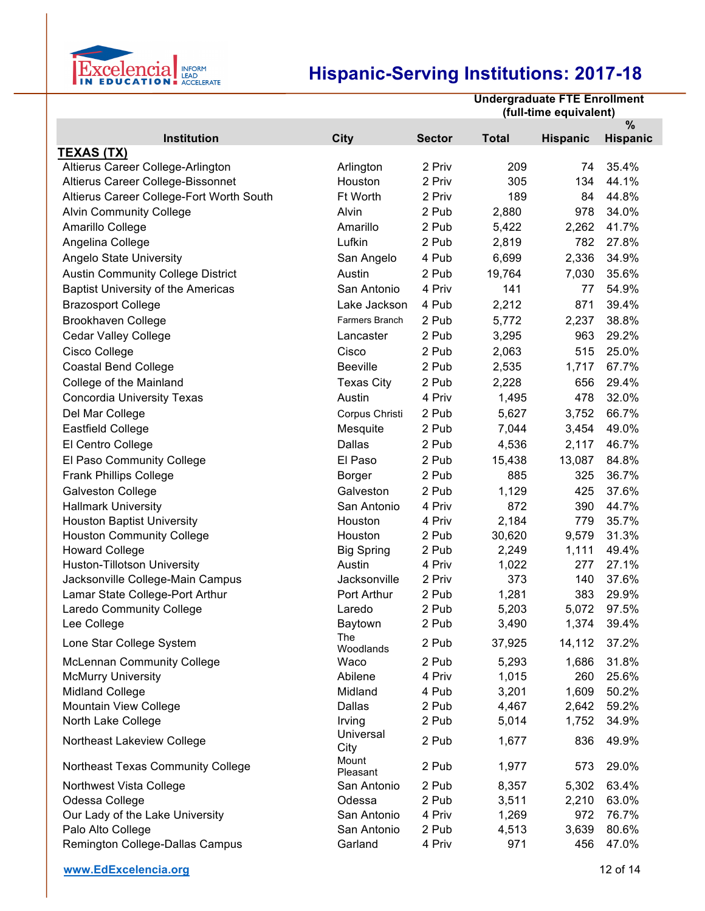# Hispanic-Serving Institutions: 2017-18

| Institution | City | Sector | Undergraduate FTE Enrollment (full-time equivalent) Total | Hispanic | % Hispanic |
|---|---|---|---|---|---|
| **TEXAS (TX)** | | | | | |
| Altierus Career College-Arlington | Arlington | 2 Priv | 209 | 74 | 35.4% |
| Altierus Career College-Bissonnet | Houston | 2 Priv | 305 | 134 | 44.1% |
| Altierus Career College-Fort Worth South | Ft Worth | 2 Priv | 189 | 84 | 44.8% |
| Alvin Community College | Alvin | 2 Pub | 2,880 | 978 | 34.0% |
| Amarillo College | Amarillo | 2 Pub | 5,422 | 2,262 | 41.7% |
| Angelina College | Lufkin | 2 Pub | 2,819 | 782 | 27.8% |
| Angelo State University | San Angelo | 4 Pub | 6,699 | 2,336 | 34.9% |
| Austin Community College District | Austin | 2 Pub | 19,764 | 7,030 | 35.6% |
| Baptist University of the Americas | San Antonio | 4 Priv | 141 | 77 | 54.9% |
| Brazosport College | Lake Jackson | 4 Pub | 2,212 | 871 | 39.4% |
| Brookhaven College | Farmers Branch | 2 Pub | 5,772 | 2,237 | 38.8% |
| Cedar Valley College | Lancaster | 2 Pub | 3,295 | 963 | 29.2% |
| Cisco College | Cisco | 2 Pub | 2,063 | 515 | 25.0% |
| Coastal Bend College | Beeville | 2 Pub | 2,535 | 1,717 | 67.7% |
| College of the Mainland | Texas City | 2 Pub | 2,228 | 656 | 29.4% |
| Concordia University Texas | Austin | 4 Priv | 1,495 | 478 | 32.0% |
| Del Mar College | Corpus Christi | 2 Pub | 5,627 | 3,752 | 66.7% |
| Eastfield College | Mesquite | 2 Pub | 7,044 | 3,454 | 49.0% |
| El Centro College | Dallas | 2 Pub | 4,536 | 2,117 | 46.7% |
| El Paso Community College | El Paso | 2 Pub | 15,438 | 13,087 | 84.8% |
| Frank Phillips College | Borger | 2 Pub | 885 | 325 | 36.7% |
| Galveston College | Galveston | 2 Pub | 1,129 | 425 | 37.6% |
| Hallmark University | San Antonio | 4 Priv | 872 | 390 | 44.7% |
| Houston Baptist University | Houston | 4 Priv | 2,184 | 779 | 35.7% |
| Houston Community College | Houston | 2 Pub | 30,620 | 9,579 | 31.3% |
| Howard College | Big Spring | 2 Pub | 2,249 | 1,111 | 49.4% |
| Huston-Tillotson University | Austin | 4 Priv | 1,022 | 277 | 27.1% |
| Jacksonville College-Main Campus | Jacksonville | 2 Priv | 373 | 140 | 37.6% |
| Lamar State College-Port Arthur | Port Arthur | 2 Pub | 1,281 | 383 | 29.9% |
| Laredo Community College | Laredo | 2 Pub | 5,203 | 5,072 | 97.5% |
| Lee College | Baytown | 2 Pub | 3,490 | 1,374 | 39.4% |
| Lone Star College System | The Woodlands | 2 Pub | 37,925 | 14,112 | 37.2% |
| McLennan Community College | Waco | 2 Pub | 5,293 | 1,686 | 31.8% |
| McMurry University | Abilene | 4 Priv | 1,015 | 260 | 25.6% |
| Midland College | Midland | 4 Pub | 3,201 | 1,609 | 50.2% |
| Mountain View College | Dallas | 2 Pub | 4,467 | 2,642 | 59.2% |
| North Lake College | Irving | 2 Pub | 5,014 | 1,752 | 34.9% |
| Northeast Lakeview College | Universal City | 2 Pub | 1,677 | 836 | 49.9% |
| Northeast Texas Community College | Mount Pleasant | 2 Pub | 1,977 | 573 | 29.0% |
| Northwest Vista College | San Antonio | 2 Pub | 8,357 | 5,302 | 63.4% |
| Odessa College | Odessa | 2 Pub | 3,511 | 2,210 | 63.0% |
| Our Lady of the Lake University | San Antonio | 4 Priv | 1,269 | 972 | 76.7% |
| Palo Alto College | San Antonio | 2 Pub | 4,513 | 3,639 | 80.6% |
| Remington College-Dallas Campus | Garland | 4 Priv | 971 | 456 | 47.0% |

www.EdExcelencia.org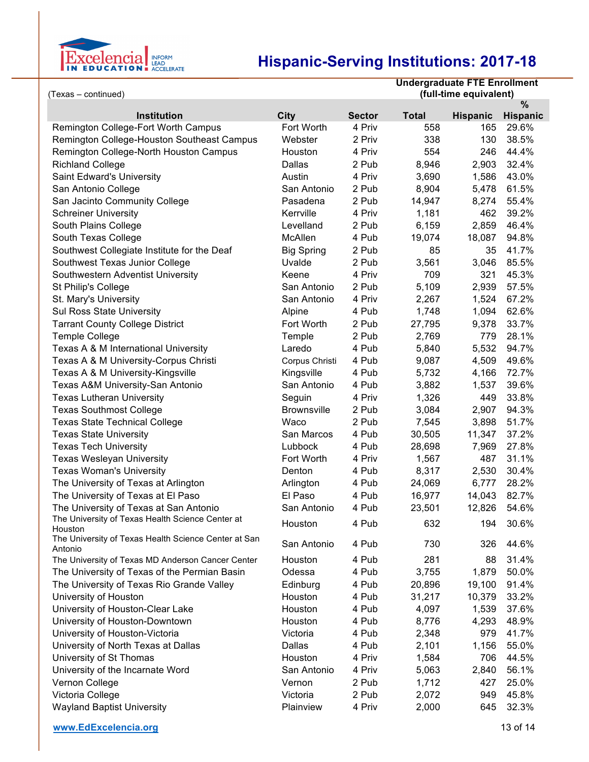# Hispanic-Serving Institutions: 2017-18

(Texas – continued)

| Institution | City | Sector | Undergraduate FTE Enrollment (full-time equivalent) Total | Hispanic | % Hispanic |
|---|---|---|---|---|---|
| Remington College-Fort Worth Campus | Fort Worth | 4 Priv | 558 | 165 | 29.6% |
| Remington College-Houston Southeast Campus | Webster | 2 Priv | 338 | 130 | 38.5% |
| Remington College-North Houston Campus | Houston | 4 Priv | 554 | 246 | 44.4% |
| Richland College | Dallas | 2 Pub | 8,946 | 2,903 | 32.4% |
| Saint Edward's University | Austin | 4 Priv | 3,690 | 1,586 | 43.0% |
| San Antonio College | San Antonio | 2 Pub | 8,904 | 5,478 | 61.5% |
| San Jacinto Community College | Pasadena | 2 Pub | 14,947 | 8,274 | 55.4% |
| Schreiner University | Kerrville | 4 Priv | 1,181 | 462 | 39.2% |
| South Plains College | Levelland | 2 Pub | 6,159 | 2,859 | 46.4% |
| South Texas College | McAllen | 4 Pub | 19,074 | 18,087 | 94.8% |
| Southwest Collegiate Institute for the Deaf | Big Spring | 2 Pub | 85 | 35 | 41.7% |
| Southwest Texas Junior College | Uvalde | 2 Pub | 3,561 | 3,046 | 85.5% |
| Southwestern Adventist University | Keene | 4 Priv | 709 | 321 | 45.3% |
| St Philip's College | San Antonio | 2 Pub | 5,109 | 2,939 | 57.5% |
| St. Mary's University | San Antonio | 4 Priv | 2,267 | 1,524 | 67.2% |
| Sul Ross State University | Alpine | 4 Pub | 1,748 | 1,094 | 62.6% |
| Tarrant County College District | Fort Worth | 2 Pub | 27,795 | 9,378 | 33.7% |
| Temple College | Temple | 2 Pub | 2,769 | 779 | 28.1% |
| Texas A & M International University | Laredo | 4 Pub | 5,840 | 5,532 | 94.7% |
| Texas A & M University-Corpus Christi | Corpus Christi | 4 Pub | 9,087 | 4,509 | 49.6% |
| Texas A & M University-Kingsville | Kingsville | 4 Pub | 5,732 | 4,166 | 72.7% |
| Texas A&M University-San Antonio | San Antonio | 4 Pub | 3,882 | 1,537 | 39.6% |
| Texas Lutheran University | Seguin | 4 Priv | 1,326 | 449 | 33.8% |
| Texas Southmost College | Brownsville | 2 Pub | 3,084 | 2,907 | 94.3% |
| Texas State Technical College | Waco | 2 Pub | 7,545 | 3,898 | 51.7% |
| Texas State University | San Marcos | 4 Pub | 30,505 | 11,347 | 37.2% |
| Texas Tech University | Lubbock | 4 Pub | 28,698 | 7,969 | 27.8% |
| Texas Wesleyan University | Fort Worth | 4 Priv | 1,567 | 487 | 31.1% |
| Texas Woman's University | Denton | 4 Pub | 8,317 | 2,530 | 30.4% |
| The University of Texas at Arlington | Arlington | 4 Pub | 24,069 | 6,777 | 28.2% |
| The University of Texas at El Paso | El Paso | 4 Pub | 16,977 | 14,043 | 82.7% |
| The University of Texas at San Antonio | San Antonio | 4 Pub | 23,501 | 12,826 | 54.6% |
| The University of Texas Health Science Center at Houston | Houston | 4 Pub | 632 | 194 | 30.6% |
| The University of Texas Health Science Center at San Antonio | San Antonio | 4 Pub | 730 | 326 | 44.6% |
| The University of Texas MD Anderson Cancer Center | Houston | 4 Pub | 281 | 88 | 31.4% |
| The University of Texas of the Permian Basin | Odessa | 4 Pub | 3,755 | 1,879 | 50.0% |
| The University of Texas Rio Grande Valley | Edinburg | 4 Pub | 20,896 | 19,100 | 91.4% |
| University of Houston | Houston | 4 Pub | 31,217 | 10,379 | 33.2% |
| University of Houston-Clear Lake | Houston | 4 Pub | 4,097 | 1,539 | 37.6% |
| University of Houston-Downtown | Houston | 4 Pub | 8,776 | 4,293 | 48.9% |
| University of Houston-Victoria | Victoria | 4 Pub | 2,348 | 979 | 41.7% |
| University of North Texas at Dallas | Dallas | 4 Pub | 2,101 | 1,156 | 55.0% |
| University of St Thomas | Houston | 4 Priv | 1,584 | 706 | 44.5% |
| University of the Incarnate Word | San Antonio | 4 Priv | 5,063 | 2,840 | 56.1% |
| Vernon College | Vernon | 2 Pub | 1,712 | 427 | 25.0% |
| Victoria College | Victoria | 2 Pub | 2,072 | 949 | 45.8% |
| Wayland Baptist University | Plainview | 4 Priv | 2,000 | 645 | 32.3% |

www.EdExcelencia.org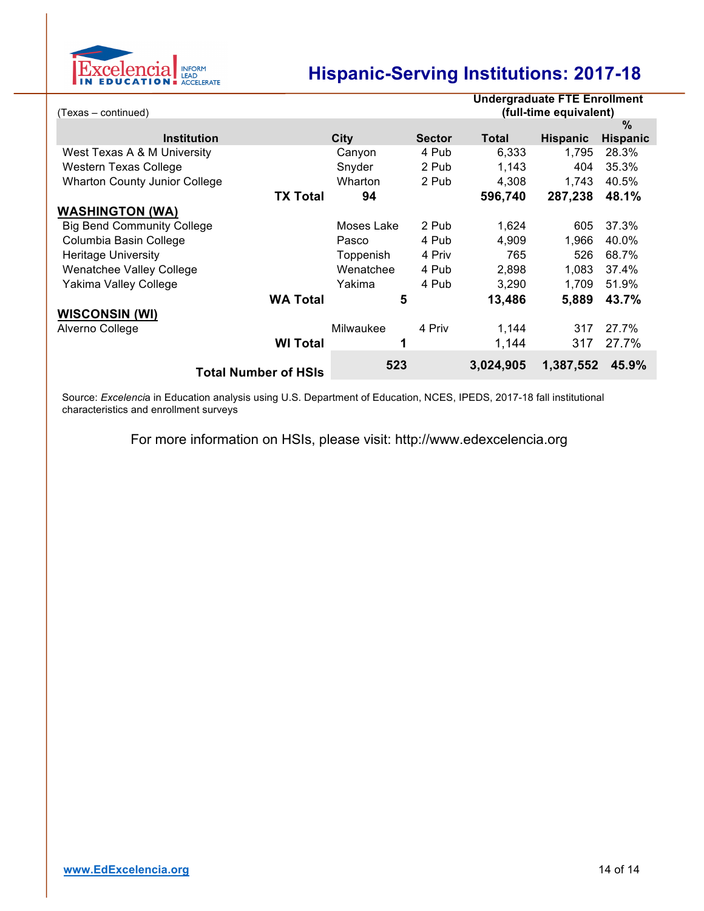# Hispanic-Serving Institutions: 2017-18

(Texas – continued)

| Institution | City | Sector | Undergraduate FTE Enrollment (full-time equivalent) Total | Hispanic | % Hispanic |
|---|---|---|---|---|---|
| West Texas A & M University | Canyon | 4 Pub | 6,333 | 1,795 | 28.3% |
| Western Texas College | Snyder | 2 Pub | 1,143 | 404 | 35.3% |
| Wharton County Junior College | Wharton | 2 Pub | 4,308 | 1,743 | 40.5% |
| **TX Total** | **94** | | **596,740** | **287,238** | **48.1%** |
| **WASHINGTON (WA)** | | | | | |
| Big Bend Community College | Moses Lake | 2 Pub | 1,624 | 605 | 37.3% |
| Columbia Basin College | Pasco | 4 Pub | 4,909 | 1,966 | 40.0% |
| Heritage University | Toppenish | 4 Priv | 765 | 526 | 68.7% |
| Wenatchee Valley College | Wenatchee | 4 Pub | 2,898 | 1,083 | 37.4% |
| Yakima Valley College | Yakima | 4 Pub | 3,290 | 1,709 | 51.9% |
| **WA Total** | **5** | | **13,486** | **5,889** | **43.7%** |
| **WISCONSIN (WI)** | | | | | |
| Alverno College | Milwaukee | 4 Priv | 1,144 | 317 | 27.7% |
| **WI Total** | **1** | | 1,144 | 317 | 27.7% |
| **Total Number of HSIs** | **523** | | **3,024,905** | **1,387,552** | **45.9%** |

Source: *Excelencia* in Education analysis using U.S. Department of Education, NCES, IPEDS, 2017-18 fall institutional characteristics and enrollment surveys

For more information on HSIs, please visit: http://www.edexcelencia.org